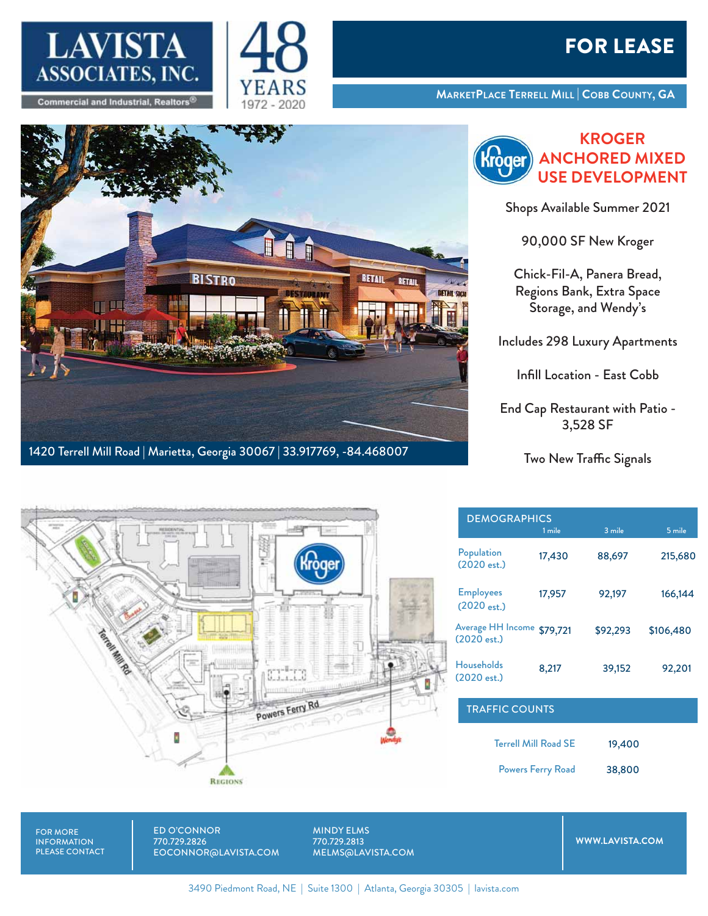# LAVISTA ASSOCIATES, INC.

Commercial and Industrial, Realtors®

48 YEARS 1972 - 2020

# FOR LEASE

**MARKETPLACE TERRELL MILL | COBB COUNTY, GA**

1420 Terrell Mill Road | Marietta, Georgia 30067 | 33.917769, -84.468007

## KROGER ANCHORED MIXED USE DEVELOPMENT

Shops Available Summer 2021

90,000 SF New Kroger

Chick-Fil-A, Panera Bread, Regions Bank, Extra Space Storage, and Wendy's

Includes 298 Luxury Apartments

Infill Location - East Cobb

End Cap Restaurant with Patio - 3,528 SF

Two New Traffic Signals

| DEMOGRAPHICS | 1 mile | 3 mile | 5 mile |
|---|---|---|---|
| Population (2020 est.) | 17,430 | 88,697 | 215,680 |
| Employees (2020 est.) | 17,957 | 92,197 | 166,144 |
| Average HH Income (2020 est.) | $79,721 | $92,293 | $106,480 |
| Households (2020 est.) | 8,217 | 39,152 | 92,201 |

| TRAFFIC COUNTS | |
|---|---|
| Terrell Mill Road SE | 19,400 |
| Powers Ferry Road | 38,800 |

FOR MORE INFORMATION PLEASE CONTACT

ED O'CONNOR
770.729.2826
EOCONNOR@LAVISTA.COM

MINDY ELMS
770.729.2813
MELMS@LAVISTA.COM

WWW.LAVISTA.COM

3490 Piedmont Road, NE | Suite 1300 | Atlanta, Georgia 30305 | lavista.com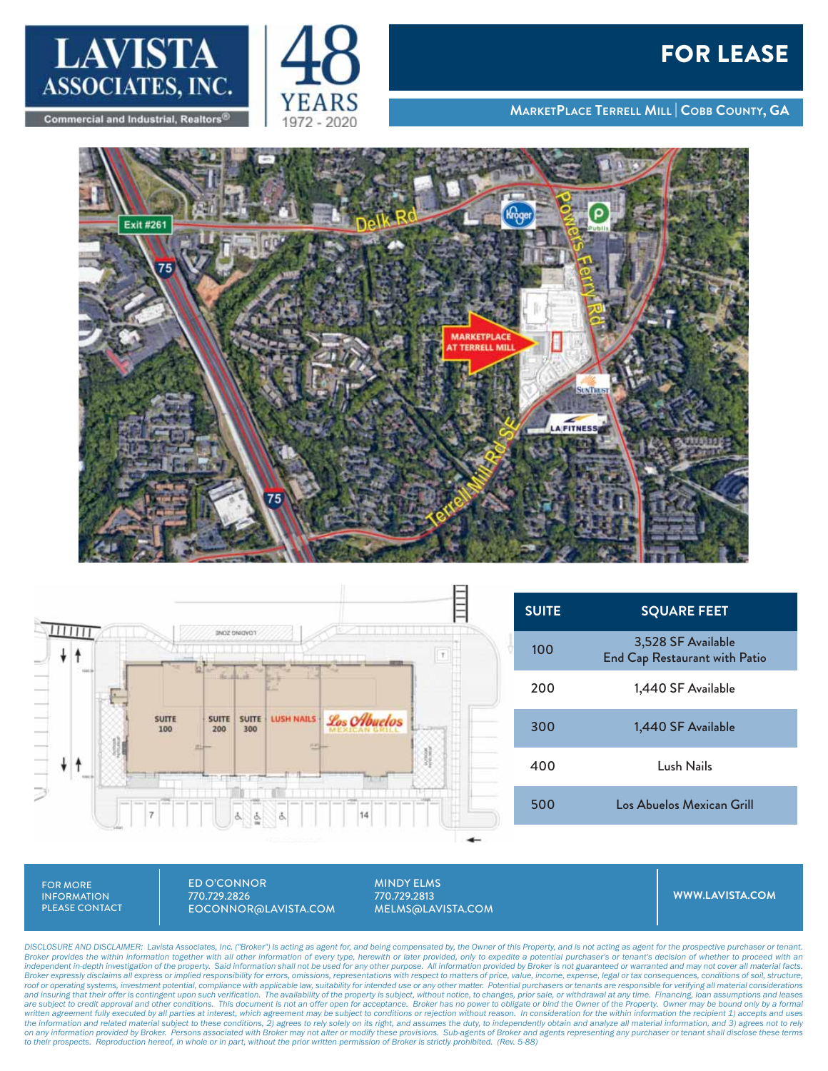LAVISTA ASSOCIATES, INC.

Commercial and Industrial, Realtors®

48 YEARS 1972 - 2020

# FOR LEASE

**MarketPlace Terrell Mill | Cobb County, GA**

Exit #261

75

Delk Rd

Kroger

Publix

Powers Ferry Rd

MARKETPLACE AT TERRELL MILL

SunTrust

LA FITNESS

Terrell Mill Rd SE

SUITE 100

SUITE 200

SUITE 300

LUSH NAILS

Los Abuelos MEXICAN GRILL

LOADING ZONE

| SUITE | SQUARE FEET |
|---|---|
| 100 | 3,528 SF Available<br>End Cap Restaurant with Patio |
| 200 | 1,440 SF Available |
| 300 | 1,440 SF Available |
| 400 | Lush Nails |
| 500 | Los Abuelos Mexican Grill |

FOR MORE INFORMATION PLEASE CONTACT

ED O'CONNOR
770.729.2826
EOCONNOR@LAVISTA.COM

MINDY ELMS
770.729.2813
MELMS@LAVISTA.COM

WWW.LAVISTA.COM

*DISCLOSURE AND DISCLAIMER: Lavista Associates, Inc. ("Broker") is acting as agent for, and being compensated by, the Owner of this Property, and is not acting as agent for the prospective purchaser or tenant. Broker provides the within information together with all other information of every type, herewith or later provided, only to expedite a potential purchaser's or tenant's decision of whether to proceed with an independent in-depth investigation of the property. Said information shall not be used for any other purpose. All information provided by Broker is not guaranteed or warranted and may not cover all material facts. Broker expressly disclaims all express or implied responsibility for errors, omissions, representations with respect to matters of price, value, income, expense, legal or tax consequences, conditions of soil, structure, roof or operating systems, investment potential, compliance with applicable law, suitability for intended use or any other matter. Potential purchasers or tenants are responsible for verifying all material considerations and insuring that their offer is contingent upon such verification. The availability of the property is subject, without notice, to changes, prior sale, or withdrawal at any time. Financing, loan assumptions and leases are subject to credit approval and other conditions. This document is not an offer open for acceptance. Broker has no power to obligate or bind the Owner of the Property. Owner may be bound only by a formal written agreement fully executed by all parties at interest, which agreement may be subject to conditions or rejection without reason. In consideration for the within information the recipient 1) accepts and uses the information and related material subject to these conditions, 2) agrees to rely solely on its right, and assumes the duty, to independently obtain and analyze all material information, and 3) agrees not to rely on any information provided by Broker. Persons associated with Broker may not alter or modify these provisions. Sub-agents of Broker and agents representing any purchaser or tenant shall disclose these terms to their prospects. Reproduction hereof, in whole or in part, without the prior written permission of Broker is strictly prohibited. (Rev. 5-88)*